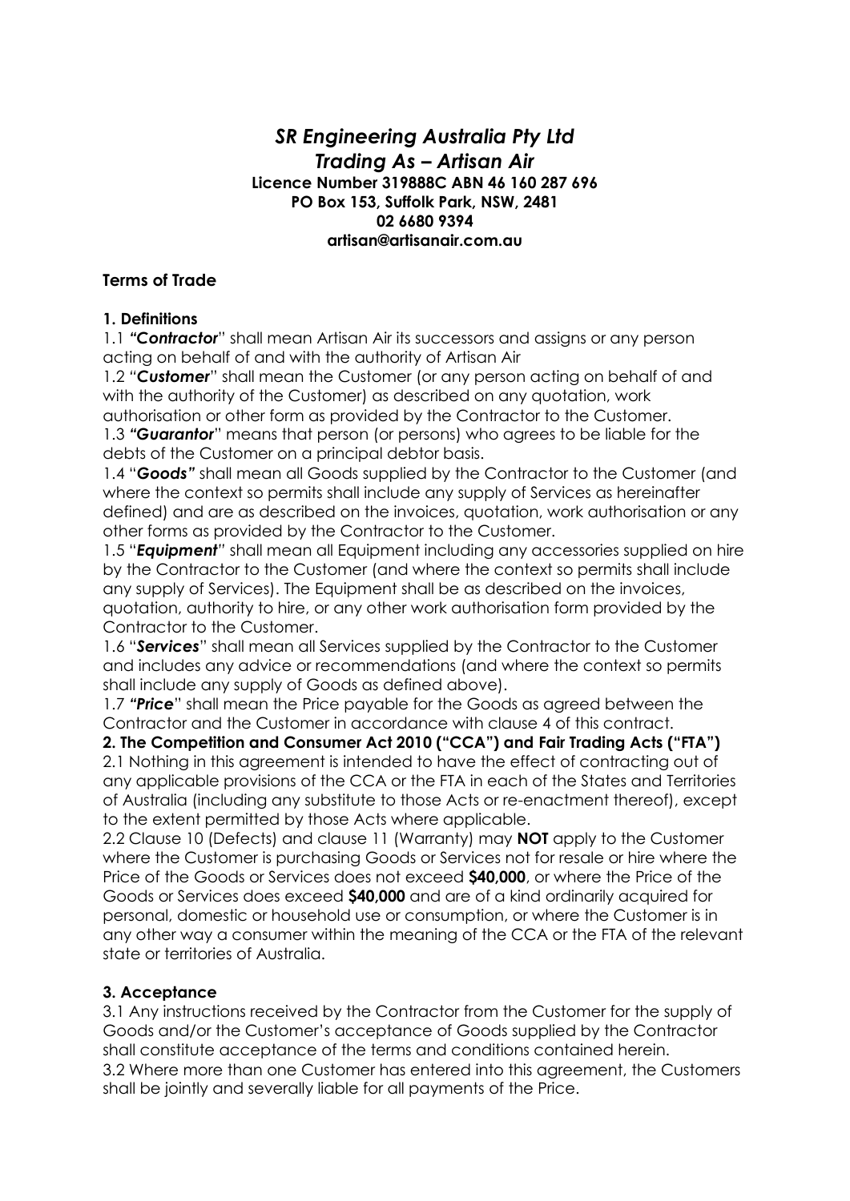# *SR Engineering Australia Pty Ltd*
# *Trading As – Artisan Air*

**Licence Number 319888C ABN 46 160 287 696**
**PO Box 153, Suffolk Park, NSW, 2481**
**02 6680 9394**
**artisan@artisanair.com.au**

## Terms of Trade

### 1. Definitions

1.1 ***"Contractor***" shall mean Artisan Air its successors and assigns or any person acting on behalf of and with the authority of Artisan Air

1.2 "***Customer***" shall mean the Customer (or any person acting on behalf of and with the authority of the Customer) as described on any quotation, work authorisation or other form as provided by the Contractor to the Customer.

1.3 ***"Guarantor***" means that person (or persons) who agrees to be liable for the debts of the Customer on a principal debtor basis.

1.4 "***Goods"*** shall mean all Goods supplied by the Contractor to the Customer (and where the context so permits shall include any supply of Services as hereinafter defined) and are as described on the invoices, quotation, work authorisation or any other forms as provided by the Contractor to the Customer.

1.5 "***Equipment***" shall mean all Equipment including any accessories supplied on hire by the Contractor to the Customer (and where the context so permits shall include any supply of Services). The Equipment shall be as described on the invoices, quotation, authority to hire, or any other work authorisation form provided by the Contractor to the Customer.

1.6 "***Services***" shall mean all Services supplied by the Contractor to the Customer and includes any advice or recommendations (and where the context so permits shall include any supply of Goods as defined above).

1.7 ***"Price***" shall mean the Price payable for the Goods as agreed between the Contractor and the Customer in accordance with clause 4 of this contract.

**2. The Competition and Consumer Act 2010 ("CCA") and Fair Trading Acts ("FTA")**

2.1 Nothing in this agreement is intended to have the effect of contracting out of any applicable provisions of the CCA or the FTA in each of the States and Territories of Australia (including any substitute to those Acts or re-enactment thereof), except to the extent permitted by those Acts where applicable.

2.2 Clause 10 (Defects) and clause 11 (Warranty) may **NOT** apply to the Customer where the Customer is purchasing Goods or Services not for resale or hire where the Price of the Goods or Services does not exceed **$40,000**, or where the Price of the Goods or Services does exceed **$40,000** and are of a kind ordinarily acquired for personal, domestic or household use or consumption, or where the Customer is in any other way a consumer within the meaning of the CCA or the FTA of the relevant state or territories of Australia.

### 3. Acceptance

3.1 Any instructions received by the Contractor from the Customer for the supply of Goods and/or the Customer's acceptance of Goods supplied by the Contractor shall constitute acceptance of the terms and conditions contained herein.

3.2 Where more than one Customer has entered into this agreement, the Customers shall be jointly and severally liable for all payments of the Price.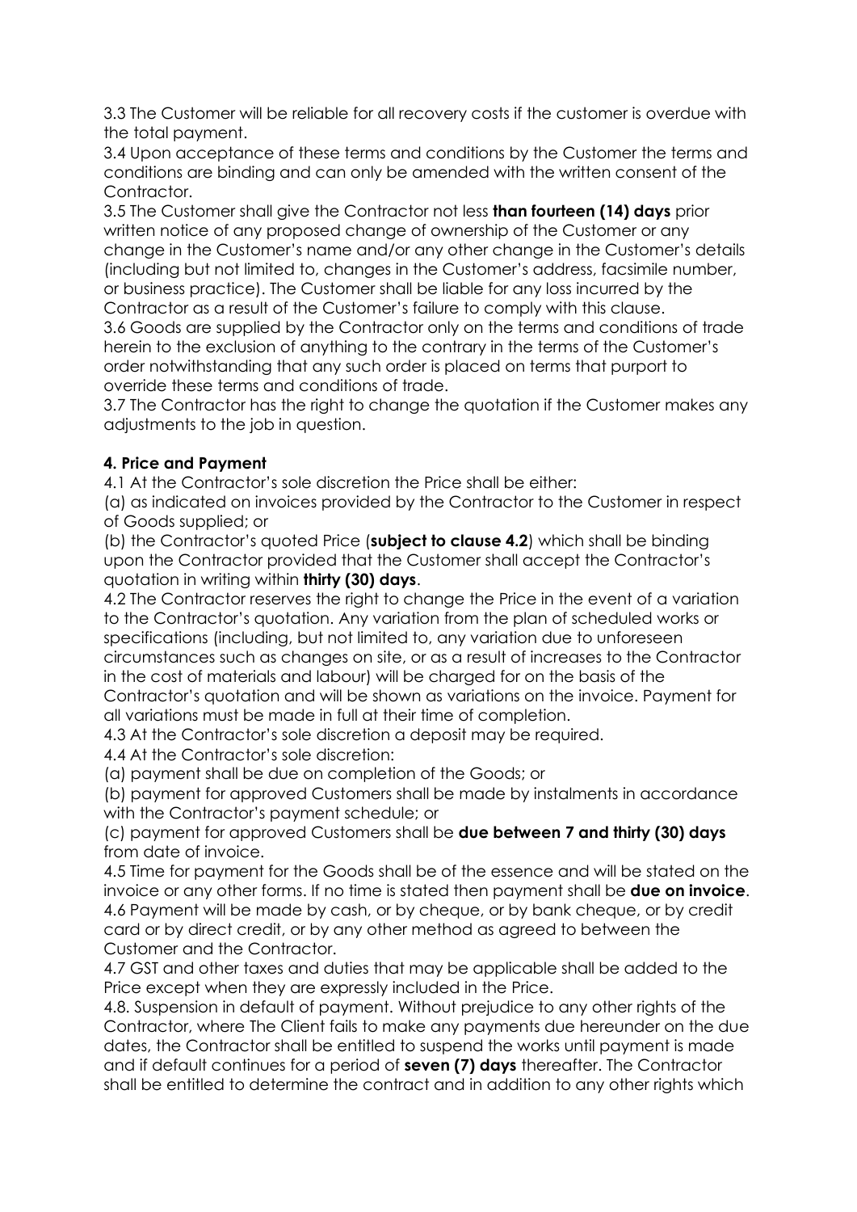3.3 The Customer will be reliable for all recovery costs if the customer is overdue with the total payment.
3.4 Upon acceptance of these terms and conditions by the Customer the terms and conditions are binding and can only be amended with the written consent of the Contractor.
3.5 The Customer shall give the Contractor not less **than fourteen (14) days** prior written notice of any proposed change of ownership of the Customer or any change in the Customer's name and/or any other change in the Customer's details (including but not limited to, changes in the Customer's address, facsimile number, or business practice). The Customer shall be liable for any loss incurred by the Contractor as a result of the Customer's failure to comply with this clause.
3.6 Goods are supplied by the Contractor only on the terms and conditions of trade herein to the exclusion of anything to the contrary in the terms of the Customer's order notwithstanding that any such order is placed on terms that purport to override these terms and conditions of trade.
3.7 The Contractor has the right to change the quotation if the Customer makes any adjustments to the job in question.

**4. Price and Payment**

4.1 At the Contractor's sole discretion the Price shall be either:
(a) as indicated on invoices provided by the Contractor to the Customer in respect of Goods supplied; or
(b) the Contractor's quoted Price (**subject to clause 4.2**) which shall be binding upon the Contractor provided that the Customer shall accept the Contractor's quotation in writing within **thirty (30) days**.
4.2 The Contractor reserves the right to change the Price in the event of a variation to the Contractor's quotation. Any variation from the plan of scheduled works or specifications (including, but not limited to, any variation due to unforeseen circumstances such as changes on site, or as a result of increases to the Contractor in the cost of materials and labour) will be charged for on the basis of the Contractor's quotation and will be shown as variations on the invoice. Payment for all variations must be made in full at their time of completion.
4.3 At the Contractor's sole discretion a deposit may be required.
4.4 At the Contractor's sole discretion:
(a) payment shall be due on completion of the Goods; or
(b) payment for approved Customers shall be made by instalments in accordance with the Contractor's payment schedule; or
(c) payment for approved Customers shall be **due between 7 and thirty (30) days** from date of invoice.
4.5 Time for payment for the Goods shall be of the essence and will be stated on the invoice or any other forms. If no time is stated then payment shall be **due on invoice**.
4.6 Payment will be made by cash, or by cheque, or by bank cheque, or by credit card or by direct credit, or by any other method as agreed to between the Customer and the Contractor.
4.7 GST and other taxes and duties that may be applicable shall be added to the Price except when they are expressly included in the Price.
4.8. Suspension in default of payment. Without prejudice to any other rights of the Contractor, where The Client fails to make any payments due hereunder on the due dates, the Contractor shall be entitled to suspend the works until payment is made and if default continues for a period of **seven (7) days** thereafter. The Contractor shall be entitled to determine the contract and in addition to any other rights which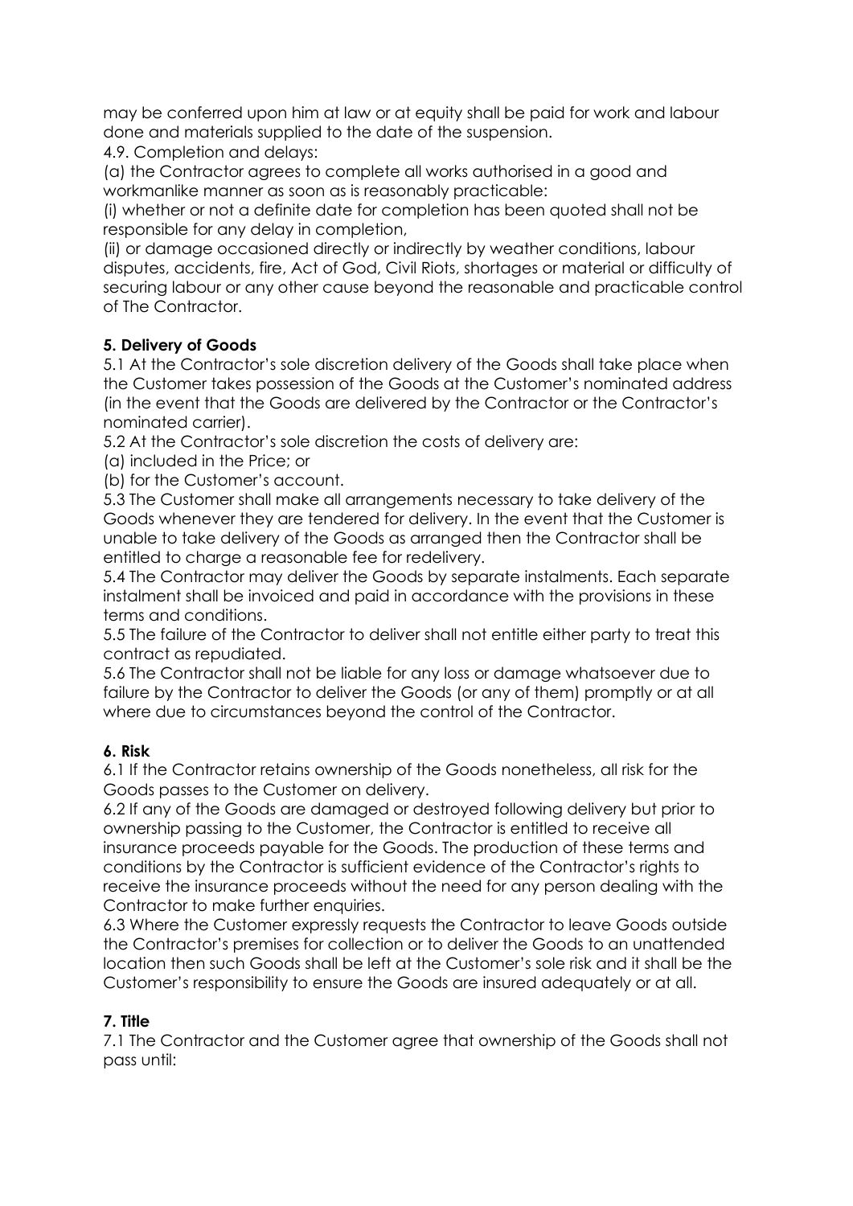may be conferred upon him at law or at equity shall be paid for work and labour done and materials supplied to the date of the suspension.

4.9. Completion and delays:

(a) the Contractor agrees to complete all works authorised in a good and workmanlike manner as soon as is reasonably practicable:

(i) whether or not a definite date for completion has been quoted shall not be responsible for any delay in completion,

(ii) or damage occasioned directly or indirectly by weather conditions, labour disputes, accidents, fire, Act of God, Civil Riots, shortages or material or difficulty of securing labour or any other cause beyond the reasonable and practicable control of The Contractor.

**5. Delivery of Goods**

5.1 At the Contractor's sole discretion delivery of the Goods shall take place when the Customer takes possession of the Goods at the Customer's nominated address (in the event that the Goods are delivered by the Contractor or the Contractor's nominated carrier).

5.2 At the Contractor's sole discretion the costs of delivery are:

(a) included in the Price; or

(b) for the Customer's account.

5.3 The Customer shall make all arrangements necessary to take delivery of the Goods whenever they are tendered for delivery. In the event that the Customer is unable to take delivery of the Goods as arranged then the Contractor shall be entitled to charge a reasonable fee for redelivery.

5.4 The Contractor may deliver the Goods by separate instalments. Each separate instalment shall be invoiced and paid in accordance with the provisions in these terms and conditions.

5.5 The failure of the Contractor to deliver shall not entitle either party to treat this contract as repudiated.

5.6 The Contractor shall not be liable for any loss or damage whatsoever due to failure by the Contractor to deliver the Goods (or any of them) promptly or at all where due to circumstances beyond the control of the Contractor.

**6. Risk**

6.1 If the Contractor retains ownership of the Goods nonetheless, all risk for the Goods passes to the Customer on delivery.

6.2 If any of the Goods are damaged or destroyed following delivery but prior to ownership passing to the Customer, the Contractor is entitled to receive all insurance proceeds payable for the Goods. The production of these terms and conditions by the Contractor is sufficient evidence of the Contractor's rights to receive the insurance proceeds without the need for any person dealing with the Contractor to make further enquiries.

6.3 Where the Customer expressly requests the Contractor to leave Goods outside the Contractor's premises for collection or to deliver the Goods to an unattended location then such Goods shall be left at the Customer's sole risk and it shall be the Customer's responsibility to ensure the Goods are insured adequately or at all.

**7. Title**

7.1 The Contractor and the Customer agree that ownership of the Goods shall not pass until: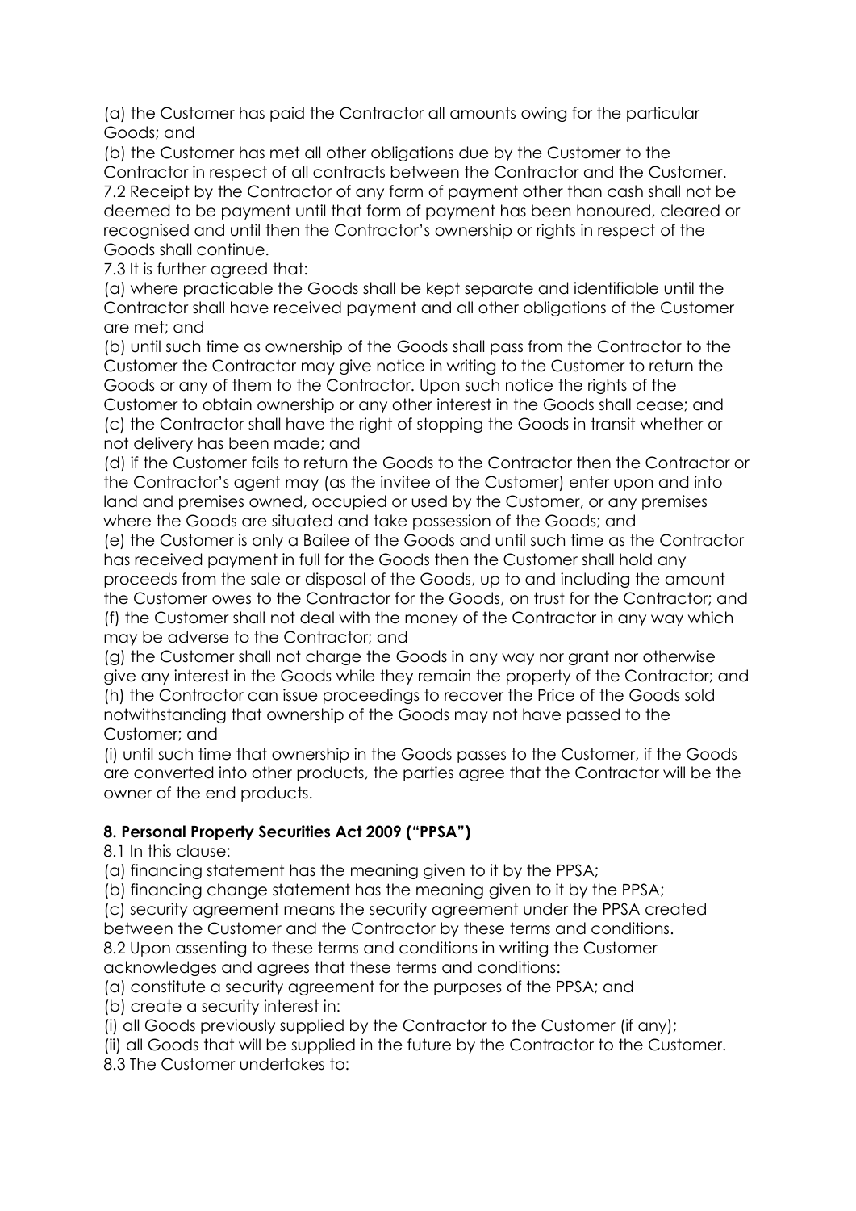(a) the Customer has paid the Contractor all amounts owing for the particular Goods; and

(b) the Customer has met all other obligations due by the Customer to the Contractor in respect of all contracts between the Contractor and the Customer.

7.2 Receipt by the Contractor of any form of payment other than cash shall not be deemed to be payment until that form of payment has been honoured, cleared or recognised and until then the Contractor's ownership or rights in respect of the Goods shall continue.

7.3 It is further agreed that:

(a) where practicable the Goods shall be kept separate and identifiable until the Contractor shall have received payment and all other obligations of the Customer are met; and

(b) until such time as ownership of the Goods shall pass from the Contractor to the Customer the Contractor may give notice in writing to the Customer to return the Goods or any of them to the Contractor. Upon such notice the rights of the Customer to obtain ownership or any other interest in the Goods shall cease; and

(c) the Contractor shall have the right of stopping the Goods in transit whether or not delivery has been made; and

(d) if the Customer fails to return the Goods to the Contractor then the Contractor or the Contractor's agent may (as the invitee of the Customer) enter upon and into land and premises owned, occupied or used by the Customer, or any premises where the Goods are situated and take possession of the Goods; and

(e) the Customer is only a Bailee of the Goods and until such time as the Contractor has received payment in full for the Goods then the Customer shall hold any proceeds from the sale or disposal of the Goods, up to and including the amount the Customer owes to the Contractor for the Goods, on trust for the Contractor; and

(f) the Customer shall not deal with the money of the Contractor in any way which may be adverse to the Contractor; and

(g) the Customer shall not charge the Goods in any way nor grant nor otherwise give any interest in the Goods while they remain the property of the Contractor; and

(h) the Contractor can issue proceedings to recover the Price of the Goods sold notwithstanding that ownership of the Goods may not have passed to the Customer; and

(i) until such time that ownership in the Goods passes to the Customer, if the Goods are converted into other products, the parties agree that the Contractor will be the owner of the end products.

**8. Personal Property Securities Act 2009 ("PPSA")**

8.1 In this clause:

(a) financing statement has the meaning given to it by the PPSA;

(b) financing change statement has the meaning given to it by the PPSA;

(c) security agreement means the security agreement under the PPSA created between the Customer and the Contractor by these terms and conditions.

8.2 Upon assenting to these terms and conditions in writing the Customer acknowledges and agrees that these terms and conditions:

(a) constitute a security agreement for the purposes of the PPSA; and

(b) create a security interest in:

(i) all Goods previously supplied by the Contractor to the Customer (if any);

(ii) all Goods that will be supplied in the future by the Contractor to the Customer.

8.3 The Customer undertakes to: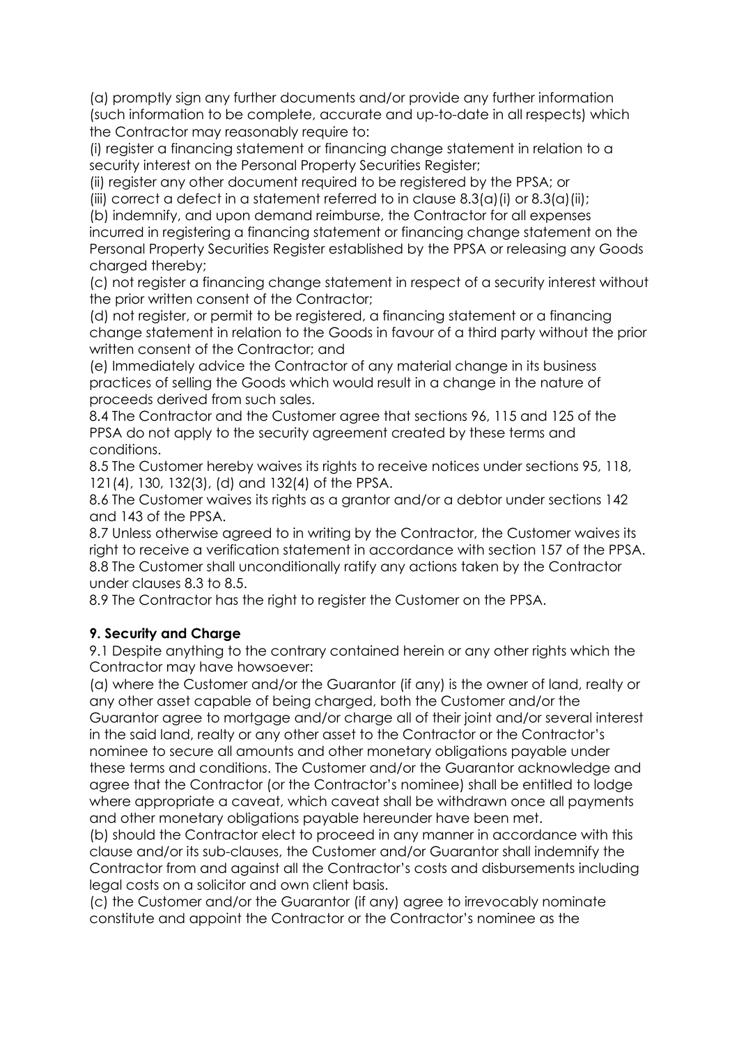(a) promptly sign any further documents and/or provide any further information (such information to be complete, accurate and up-to-date in all respects) which the Contractor may reasonably require to:

(i) register a financing statement or financing change statement in relation to a security interest on the Personal Property Securities Register;

(ii) register any other document required to be registered by the PPSA; or

(iii) correct a defect in a statement referred to in clause 8.3(a)(i) or 8.3(a)(ii);

(b) indemnify, and upon demand reimburse, the Contractor for all expenses incurred in registering a financing statement or financing change statement on the Personal Property Securities Register established by the PPSA or releasing any Goods charged thereby;

(c) not register a financing change statement in respect of a security interest without the prior written consent of the Contractor;

(d) not register, or permit to be registered, a financing statement or a financing change statement in relation to the Goods in favour of a third party without the prior written consent of the Contractor; and

(e) Immediately advice the Contractor of any material change in its business practices of selling the Goods which would result in a change in the nature of proceeds derived from such sales.

8.4 The Contractor and the Customer agree that sections 96, 115 and 125 of the PPSA do not apply to the security agreement created by these terms and conditions.

8.5 The Customer hereby waives its rights to receive notices under sections 95, 118, 121(4), 130, 132(3), (d) and 132(4) of the PPSA.

8.6 The Customer waives its rights as a grantor and/or a debtor under sections 142 and 143 of the PPSA.

8.7 Unless otherwise agreed to in writing by the Contractor, the Customer waives its right to receive a verification statement in accordance with section 157 of the PPSA.

8.8 The Customer shall unconditionally ratify any actions taken by the Contractor under clauses 8.3 to 8.5.

8.9 The Contractor has the right to register the Customer on the PPSA.

**9. Security and Charge**

9.1 Despite anything to the contrary contained herein or any other rights which the Contractor may have howsoever:

(a) where the Customer and/or the Guarantor (if any) is the owner of land, realty or any other asset capable of being charged, both the Customer and/or the Guarantor agree to mortgage and/or charge all of their joint and/or several interest in the said land, realty or any other asset to the Contractor or the Contractor's nominee to secure all amounts and other monetary obligations payable under these terms and conditions. The Customer and/or the Guarantor acknowledge and agree that the Contractor (or the Contractor's nominee) shall be entitled to lodge where appropriate a caveat, which caveat shall be withdrawn once all payments and other monetary obligations payable hereunder have been met.

(b) should the Contractor elect to proceed in any manner in accordance with this clause and/or its sub-clauses, the Customer and/or Guarantor shall indemnify the Contractor from and against all the Contractor's costs and disbursements including legal costs on a solicitor and own client basis.

(c) the Customer and/or the Guarantor (if any) agree to irrevocably nominate constitute and appoint the Contractor or the Contractor's nominee as the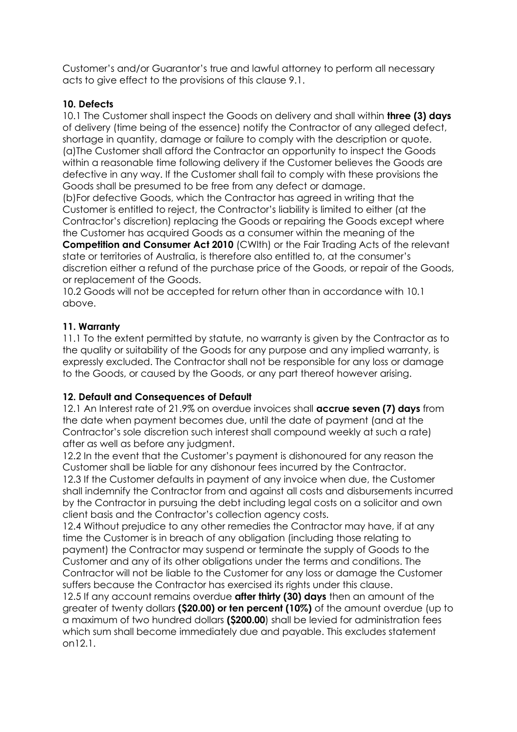Customer's and/or Guarantor's true and lawful attorney to perform all necessary acts to give effect to the provisions of this clause 9.1.

**10. Defects**

10.1 The Customer shall inspect the Goods on delivery and shall within **three (3) days** of delivery (time being of the essence) notify the Contractor of any alleged defect, shortage in quantity, damage or failure to comply with the description or quote.

(a)The Customer shall afford the Contractor an opportunity to inspect the Goods within a reasonable time following delivery if the Customer believes the Goods are defective in any way. If the Customer shall fail to comply with these provisions the Goods shall be presumed to be free from any defect or damage.

(b)For defective Goods, which the Contractor has agreed in writing that the Customer is entitled to reject, the Contractor's liability is limited to either (at the Contractor's discretion) replacing the Goods or repairing the Goods except where the Customer has acquired Goods as a consumer within the meaning of the **Competition and Consumer Act 2010** (CWlth) or the Fair Trading Acts of the relevant state or territories of Australia, is therefore also entitled to, at the consumer's discretion either a refund of the purchase price of the Goods, or repair of the Goods, or replacement of the Goods.

10.2 Goods will not be accepted for return other than in accordance with 10.1 above.

**11. Warranty**

11.1 To the extent permitted by statute, no warranty is given by the Contractor as to the quality or suitability of the Goods for any purpose and any implied warranty, is expressly excluded. The Contractor shall not be responsible for any loss or damage to the Goods, or caused by the Goods, or any part thereof however arising.

**12. Default and Consequences of Default**

12.1 An Interest rate of 21.9% on overdue invoices shall **accrue seven (7) days** from the date when payment becomes due, until the date of payment (and at the Contractor's sole discretion such interest shall compound weekly at such a rate) after as well as before any judgment.

12.2 In the event that the Customer's payment is dishonoured for any reason the Customer shall be liable for any dishonour fees incurred by the Contractor.

12.3 If the Customer defaults in payment of any invoice when due, the Customer shall indemnify the Contractor from and against all costs and disbursements incurred by the Contractor in pursuing the debt including legal costs on a solicitor and own client basis and the Contractor's collection agency costs.

12.4 Without prejudice to any other remedies the Contractor may have, if at any time the Customer is in breach of any obligation (including those relating to payment) the Contractor may suspend or terminate the supply of Goods to the Customer and any of its other obligations under the terms and conditions. The Contractor will not be liable to the Customer for any loss or damage the Customer suffers because the Contractor has exercised its rights under this clause.

12.5 If any account remains overdue **after thirty (30) days** then an amount of the greater of twenty dollars **($20.00) or ten percent (10%)** of the amount overdue (up to a maximum of two hundred dollars **($200.00**) shall be levied for administration fees which sum shall become immediately due and payable. This excludes statement on12.1.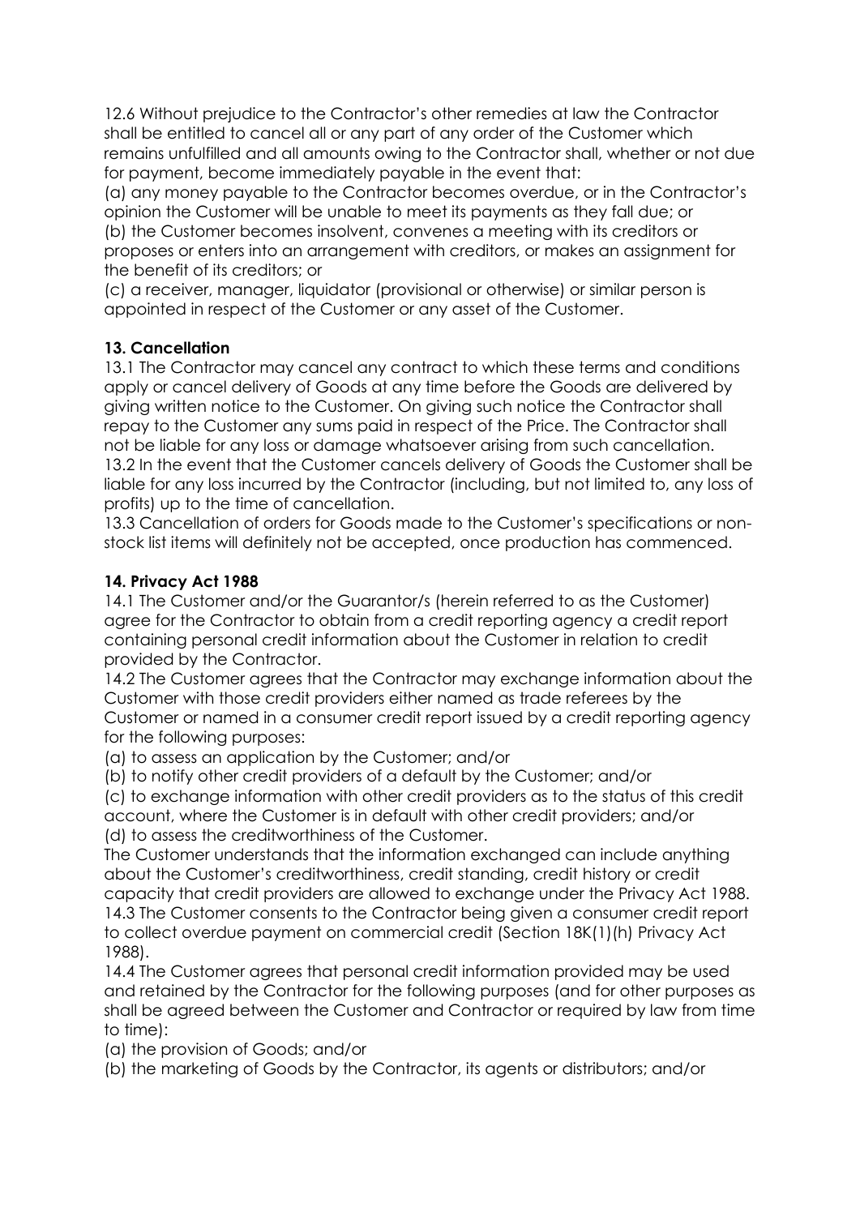12.6 Without prejudice to the Contractor's other remedies at law the Contractor shall be entitled to cancel all or any part of any order of the Customer which remains unfulfilled and all amounts owing to the Contractor shall, whether or not due for payment, become immediately payable in the event that:

(a) any money payable to the Contractor becomes overdue, or in the Contractor's opinion the Customer will be unable to meet its payments as they fall due; or

(b) the Customer becomes insolvent, convenes a meeting with its creditors or proposes or enters into an arrangement with creditors, or makes an assignment for the benefit of its creditors; or

(c) a receiver, manager, liquidator (provisional or otherwise) or similar person is appointed in respect of the Customer or any asset of the Customer.

**13. Cancellation**

13.1 The Contractor may cancel any contract to which these terms and conditions apply or cancel delivery of Goods at any time before the Goods are delivered by giving written notice to the Customer. On giving such notice the Contractor shall repay to the Customer any sums paid in respect of the Price. The Contractor shall not be liable for any loss or damage whatsoever arising from such cancellation.

13.2 In the event that the Customer cancels delivery of Goods the Customer shall be liable for any loss incurred by the Contractor (including, but not limited to, any loss of profits) up to the time of cancellation.

13.3 Cancellation of orders for Goods made to the Customer's specifications or non-stock list items will definitely not be accepted, once production has commenced.

**14. Privacy Act 1988**

14.1 The Customer and/or the Guarantor/s (herein referred to as the Customer) agree for the Contractor to obtain from a credit reporting agency a credit report containing personal credit information about the Customer in relation to credit provided by the Contractor.

14.2 The Customer agrees that the Contractor may exchange information about the Customer with those credit providers either named as trade referees by the Customer or named in a consumer credit report issued by a credit reporting agency for the following purposes:

(a) to assess an application by the Customer; and/or

(b) to notify other credit providers of a default by the Customer; and/or

(c) to exchange information with other credit providers as to the status of this credit account, where the Customer is in default with other credit providers; and/or

(d) to assess the creditworthiness of the Customer.

The Customer understands that the information exchanged can include anything about the Customer's creditworthiness, credit standing, credit history or credit capacity that credit providers are allowed to exchange under the Privacy Act 1988.

14.3 The Customer consents to the Contractor being given a consumer credit report to collect overdue payment on commercial credit (Section 18K(1)(h) Privacy Act 1988).

14.4 The Customer agrees that personal credit information provided may be used and retained by the Contractor for the following purposes (and for other purposes as shall be agreed between the Customer and Contractor or required by law from time to time):

(a) the provision of Goods; and/or

(b) the marketing of Goods by the Contractor, its agents or distributors; and/or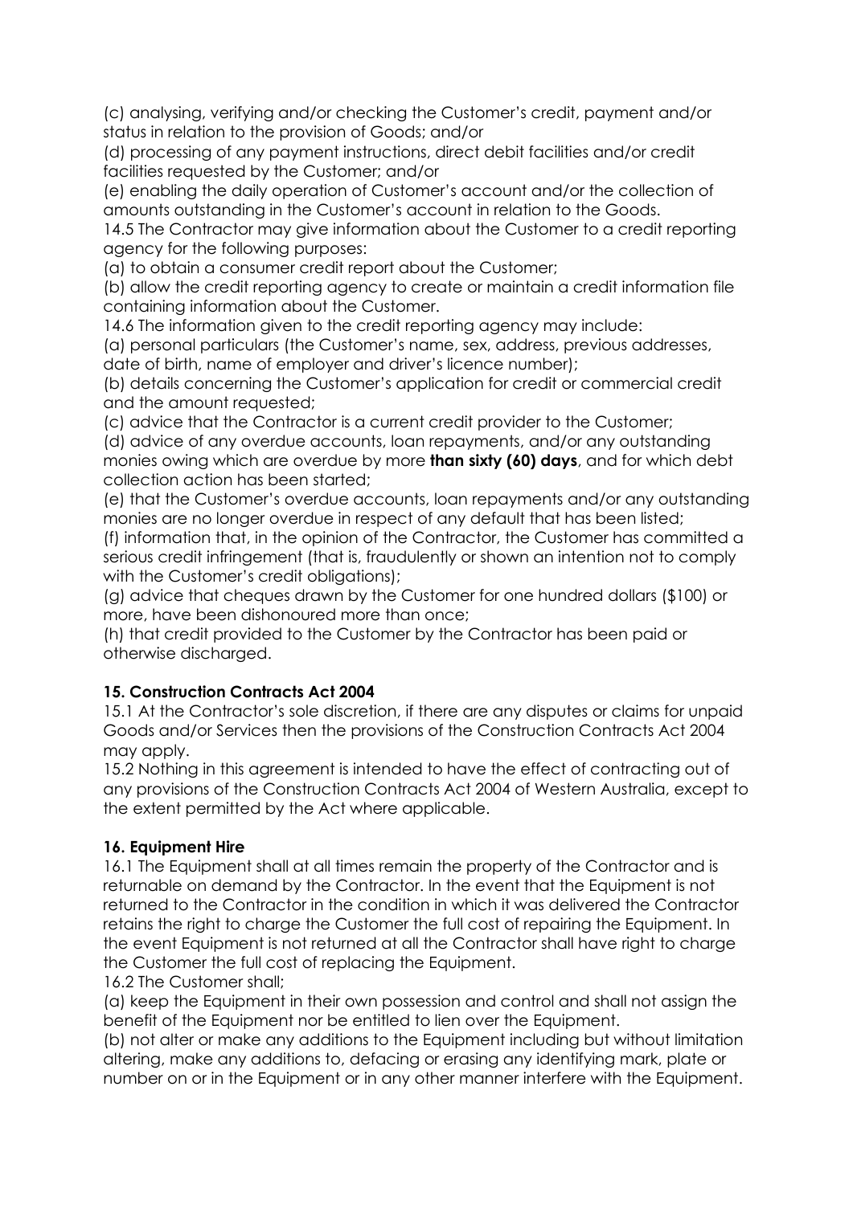(c) analysing, verifying and/or checking the Customer's credit, payment and/or status in relation to the provision of Goods; and/or

(d) processing of any payment instructions, direct debit facilities and/or credit facilities requested by the Customer; and/or

(e) enabling the daily operation of Customer's account and/or the collection of amounts outstanding in the Customer's account in relation to the Goods.

14.5 The Contractor may give information about the Customer to a credit reporting agency for the following purposes:

(a) to obtain a consumer credit report about the Customer;

(b) allow the credit reporting agency to create or maintain a credit information file containing information about the Customer.

14.6 The information given to the credit reporting agency may include:

(a) personal particulars (the Customer's name, sex, address, previous addresses, date of birth, name of employer and driver's licence number);

(b) details concerning the Customer's application for credit or commercial credit and the amount requested;

(c) advice that the Contractor is a current credit provider to the Customer;

(d) advice of any overdue accounts, loan repayments, and/or any outstanding monies owing which are overdue by more **than sixty (60) days**, and for which debt collection action has been started;

(e) that the Customer's overdue accounts, loan repayments and/or any outstanding monies are no longer overdue in respect of any default that has been listed;

(f) information that, in the opinion of the Contractor, the Customer has committed a serious credit infringement (that is, fraudulently or shown an intention not to comply with the Customer's credit obligations);

(g) advice that cheques drawn by the Customer for one hundred dollars ($100) or more, have been dishonoured more than once;

(h) that credit provided to the Customer by the Contractor has been paid or otherwise discharged.

### 15. Construction Contracts Act 2004

15.1 At the Contractor's sole discretion, if there are any disputes or claims for unpaid Goods and/or Services then the provisions of the Construction Contracts Act 2004 may apply.

15.2 Nothing in this agreement is intended to have the effect of contracting out of any provisions of the Construction Contracts Act 2004 of Western Australia, except to the extent permitted by the Act where applicable.

### 16. Equipment Hire

16.1 The Equipment shall at all times remain the property of the Contractor and is returnable on demand by the Contractor. In the event that the Equipment is not returned to the Contractor in the condition in which it was delivered the Contractor retains the right to charge the Customer the full cost of repairing the Equipment. In the event Equipment is not returned at all the Contractor shall have right to charge the Customer the full cost of replacing the Equipment.

16.2 The Customer shall;

(a) keep the Equipment in their own possession and control and shall not assign the benefit of the Equipment nor be entitled to lien over the Equipment.

(b) not alter or make any additions to the Equipment including but without limitation altering, make any additions to, defacing or erasing any identifying mark, plate or number on or in the Equipment or in any other manner interfere with the Equipment.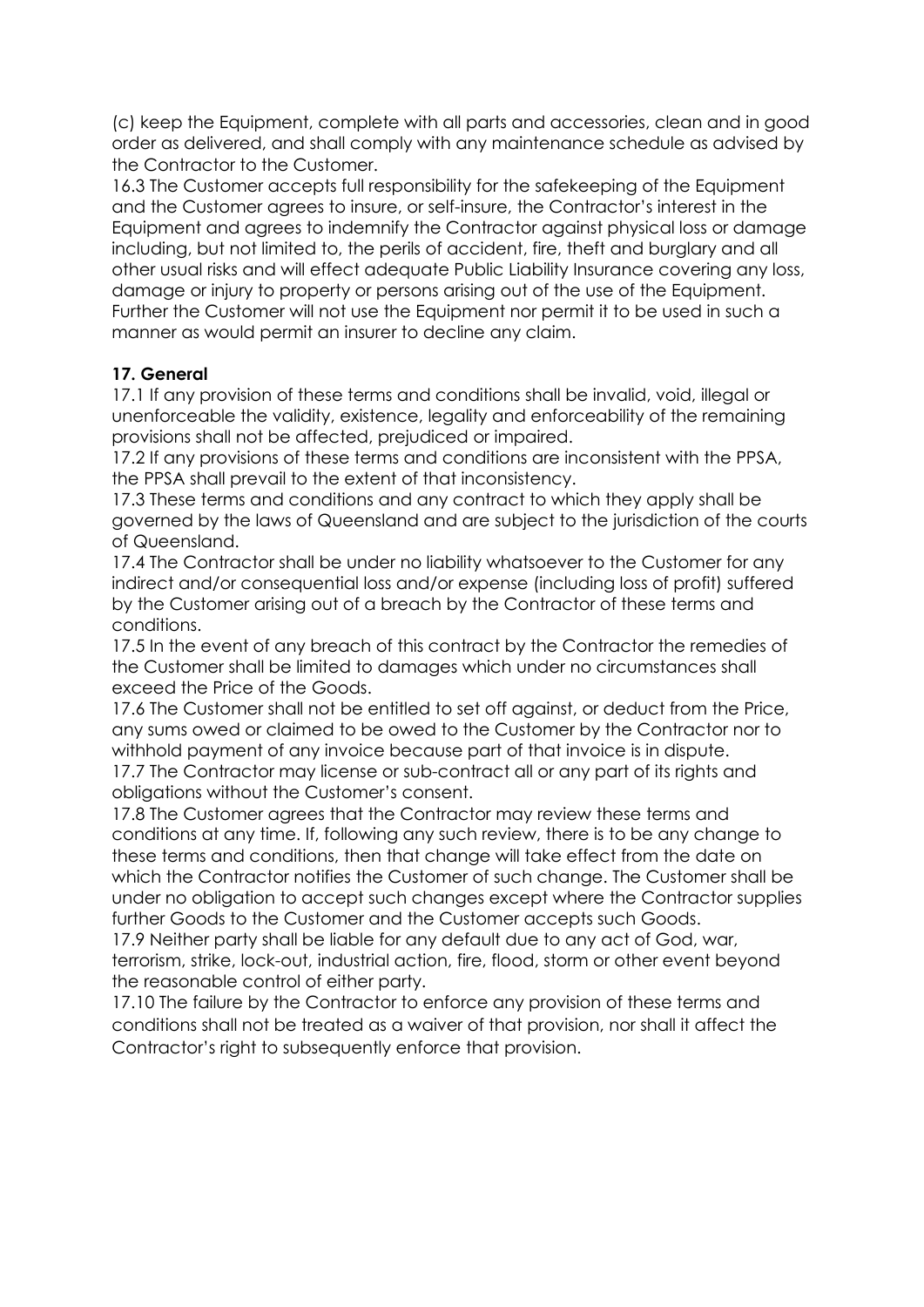(c) keep the Equipment, complete with all parts and accessories, clean and in good order as delivered, and shall comply with any maintenance schedule as advised by the Contractor to the Customer.

16.3 The Customer accepts full responsibility for the safekeeping of the Equipment and the Customer agrees to insure, or self-insure, the Contractor's interest in the Equipment and agrees to indemnify the Contractor against physical loss or damage including, but not limited to, the perils of accident, fire, theft and burglary and all other usual risks and will effect adequate Public Liability Insurance covering any loss, damage or injury to property or persons arising out of the use of the Equipment. Further the Customer will not use the Equipment nor permit it to be used in such a manner as would permit an insurer to decline any claim.

**17. General**

17.1 If any provision of these terms and conditions shall be invalid, void, illegal or unenforceable the validity, existence, legality and enforceability of the remaining provisions shall not be affected, prejudiced or impaired.

17.2 If any provisions of these terms and conditions are inconsistent with the PPSA, the PPSA shall prevail to the extent of that inconsistency.

17.3 These terms and conditions and any contract to which they apply shall be governed by the laws of Queensland and are subject to the jurisdiction of the courts of Queensland.

17.4 The Contractor shall be under no liability whatsoever to the Customer for any indirect and/or consequential loss and/or expense (including loss of profit) suffered by the Customer arising out of a breach by the Contractor of these terms and conditions.

17.5 In the event of any breach of this contract by the Contractor the remedies of the Customer shall be limited to damages which under no circumstances shall exceed the Price of the Goods.

17.6 The Customer shall not be entitled to set off against, or deduct from the Price, any sums owed or claimed to be owed to the Customer by the Contractor nor to withhold payment of any invoice because part of that invoice is in dispute.

17.7 The Contractor may license or sub-contract all or any part of its rights and obligations without the Customer's consent.

17.8 The Customer agrees that the Contractor may review these terms and conditions at any time. If, following any such review, there is to be any change to these terms and conditions, then that change will take effect from the date on which the Contractor notifies the Customer of such change. The Customer shall be under no obligation to accept such changes except where the Contractor supplies further Goods to the Customer and the Customer accepts such Goods.

17.9 Neither party shall be liable for any default due to any act of God, war, terrorism, strike, lock-out, industrial action, fire, flood, storm or other event beyond the reasonable control of either party.

17.10 The failure by the Contractor to enforce any provision of these terms and conditions shall not be treated as a waiver of that provision, nor shall it affect the Contractor's right to subsequently enforce that provision.